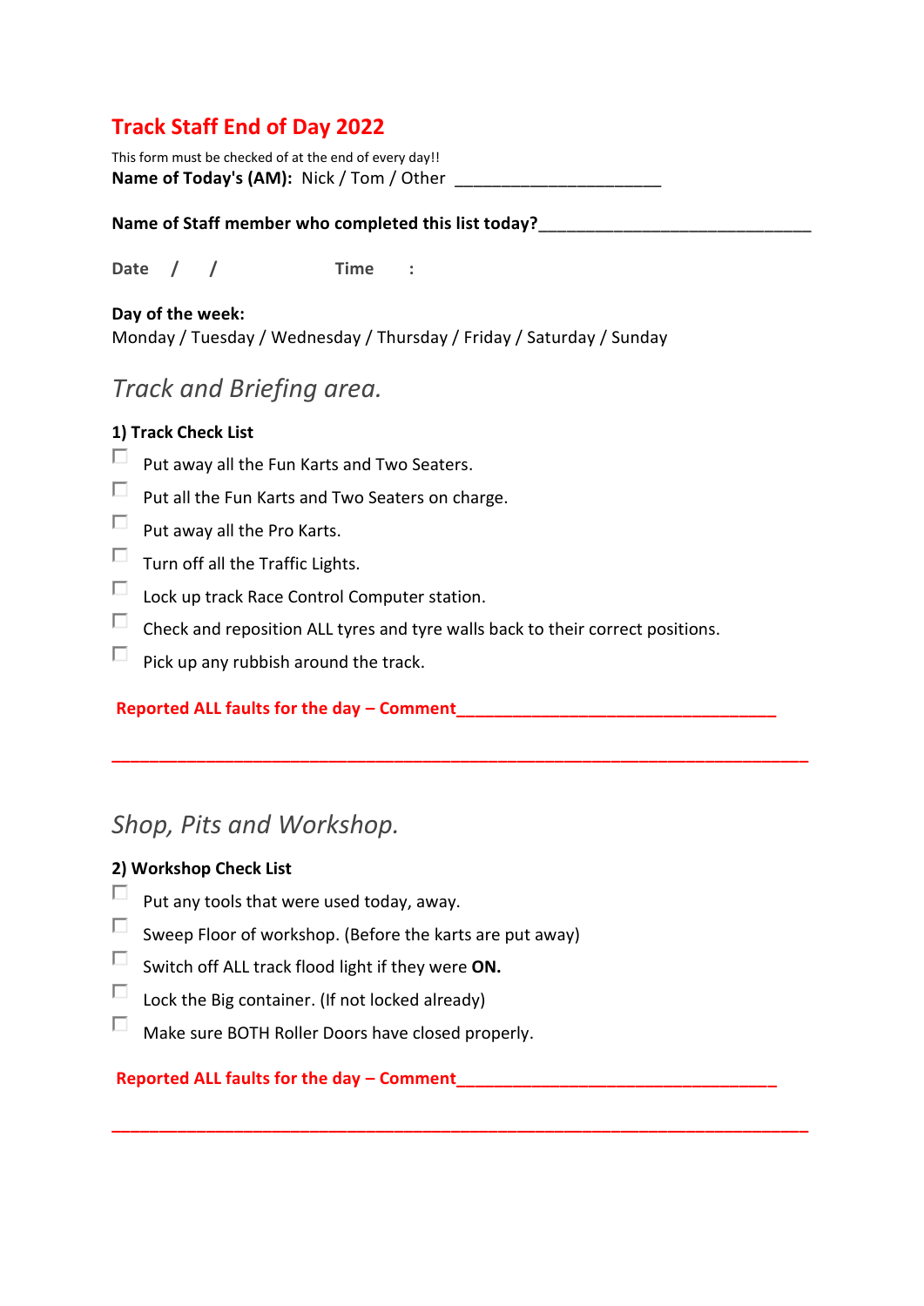# Track Staff End of Day 2022

This form must be checked of at the end of every day!!

**Name of Today's (AM):** Nick / Tom / Other ______________________

**Name of Staff member who completed this list today?**______________________________

**Date / /** **Time :**

**Day of the week:**
Monday / Tuesday / Wednesday / Thursday / Friday / Saturday / Sunday

## *Track and Briefing area.*

### 1) Track Check List

- [ ] Put away all the Fun Karts and Two Seaters.
- [ ] Put all the Fun Karts and Two Seaters on charge.
- [ ] Put away all the Pro Karts.
- [ ] Turn off all the Traffic Lights.
- [ ] Lock up track Race Control Computer station.
- [ ] Check and reposition ALL tyres and tyre walls back to their correct positions.
- [ ] Pick up any rubbish around the track.

**Reported ALL faults for the day – Comment**___________________________________

_____________________________________________________________________________

## *Shop, Pits and Workshop.*

### 2) Workshop Check List

- [ ] Put any tools that were used today, away.
- [ ] Sweep Floor of workshop. (Before the karts are put away)
- [ ] Switch off ALL track flood light if they were **ON.**
- [ ] Lock the Big container. (If not locked already)
- [ ] Make sure BOTH Roller Doors have closed properly.

**Reported ALL faults for the day – Comment**___________________________________

_____________________________________________________________________________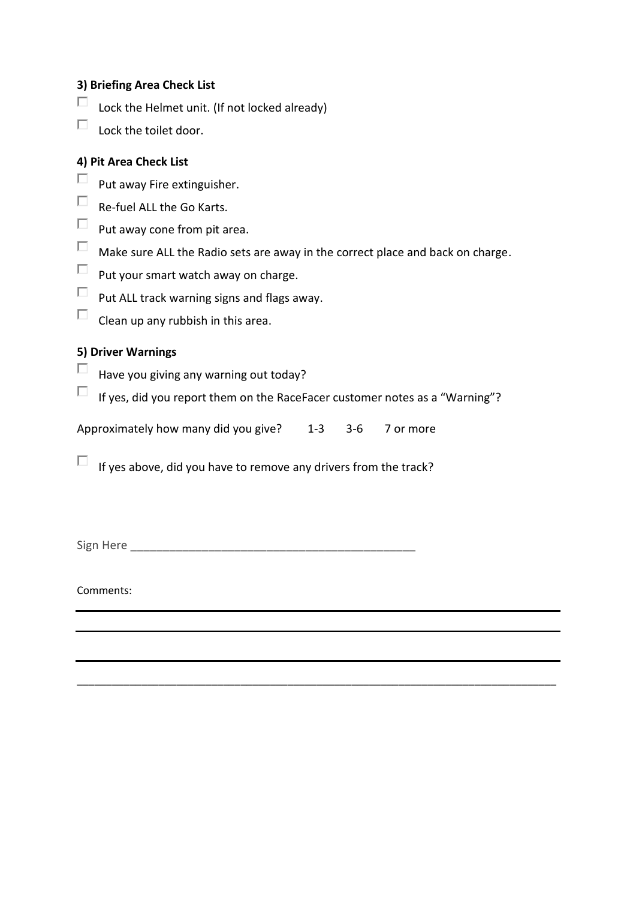**3) Briefing Area Check List**

- ☐ Lock the Helmet unit. (If not locked already)
- ☐ Lock the toilet door.

**4) Pit Area Check List**

- ☐ Put away Fire extinguisher.
- ☐ Re-fuel ALL the Go Karts.
- ☐ Put away cone from pit area.
- ☐ Make sure ALL the Radio sets are away in the correct place and back on charge.
- ☐ Put your smart watch away on charge.
- ☐ Put ALL track warning signs and flags away.
- ☐ Clean up any rubbish in this area.

**5) Driver Warnings**

- ☐ Have you giving any warning out today?
- ☐ If yes, did you report them on the RaceFacer customer notes as a “Warning”?

Approximately how many did you give?     1-3     3-6     7 or more

- ☐ If yes above, did you have to remove any drivers from the track?

Sign Here ____________________________________________

Comments:

_______________________________________________________________________________

_______________________________________________________________________________

_______________________________________________________________________________

_______________________________________________________________________________